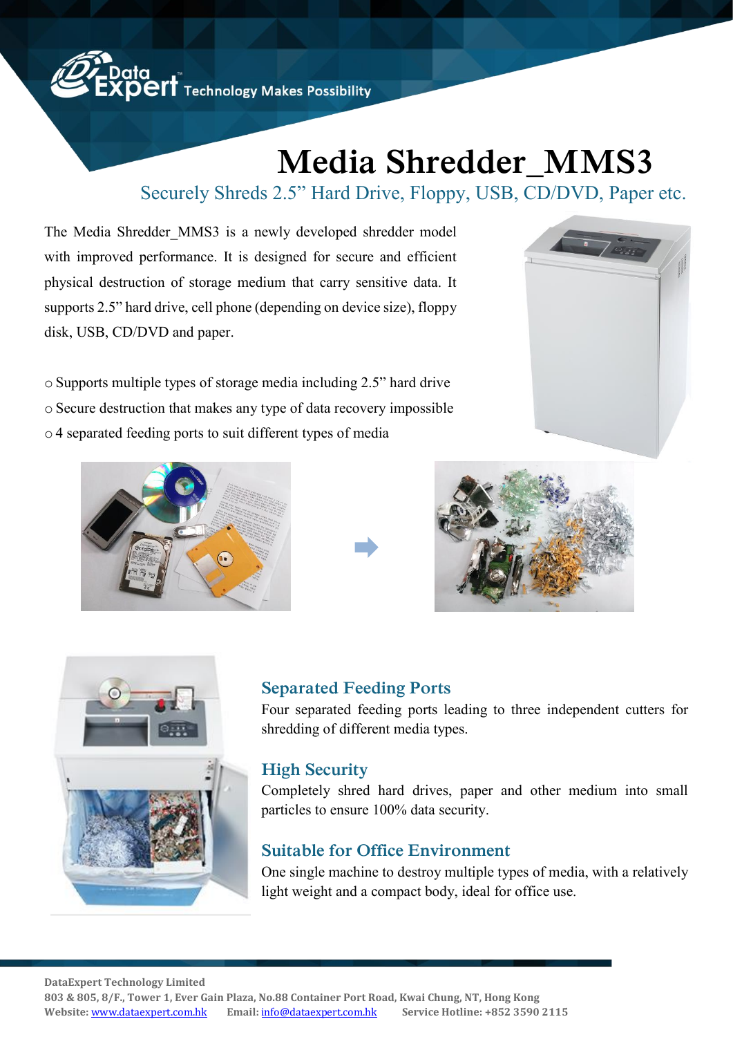DataExpert Technology Makes Possibility

# Media Shredder_MMS3

## Securely Shreds 2.5" Hard Drive, Floppy, USB, CD/DVD, Paper etc.

The Media Shredder_MMS3 is a newly developed shredder model with improved performance. It is designed for secure and efficient physical destruction of storage medium that carry sensitive data. It supports 2.5" hard drive, cell phone (depending on device size), floppy disk, USB, CD/DVD and paper.

- Supports multiple types of storage media including 2.5" hard drive
- Secure destruction that makes any type of data recovery impossible
- 4 separated feeding ports to suit different types of media

### Separated Feeding Ports

Four separated feeding ports leading to three independent cutters for shredding of different media types.

### High Security

Completely shred hard drives, paper and other medium into small particles to ensure 100% data security.

### Suitable for Office Environment

One single machine to destroy multiple types of media, with a relatively light weight and a compact body, ideal for office use.

**DataExpert Technology Limited**
**803 & 805, 8/F., Tower 1, Ever Gain Plaza, No.88 Container Port Road, Kwai Chung, NT, Hong Kong**
**Website:** www.dataexpert.com.hk **Email:** info@dataexpert.com.hk **Service Hotline: +852 3590 2115**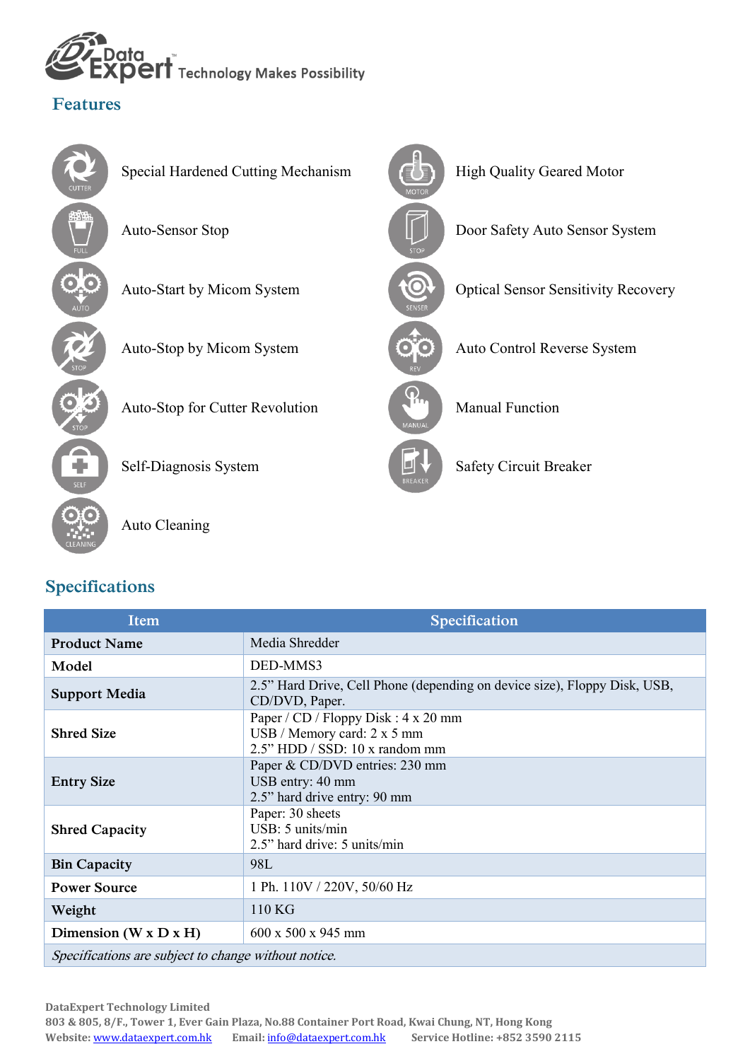DataExpert Technology Makes Possibility

## Features

- Special Hardened Cutting Mechanism
- Auto-Sensor Stop
- Auto-Start by Micom System
- Auto-Stop by Micom System
- Auto-Stop for Cutter Revolution
- Self-Diagnosis System
- Auto Cleaning
- High Quality Geared Motor
- Door Safety Auto Sensor System
- Optical Sensor Sensitivity Recovery
- Auto Control Reverse System
- Manual Function
- Safety Circuit Breaker

## Specifications

| Item | Specification |
|---|---|
| **Product Name** | Media Shredder |
| **Model** | DED-MMS3 |
| **Support Media** | 2.5" Hard Drive, Cell Phone (depending on device size), Floppy Disk, USB, CD/DVD, Paper. |
| **Shred Size** | Paper / CD / Floppy Disk : 4 x 20 mm<br>USB / Memory card: 2 x 5 mm<br>2.5" HDD / SSD: 10 x random mm |
| **Entry Size** | Paper & CD/DVD entries: 230 mm<br>USB entry: 40 mm<br>2.5" hard drive entry: 90 mm |
| **Shred Capacity** | Paper: 30 sheets<br>USB: 5 units/min<br>2.5" hard drive: 5 units/min |
| **Bin Capacity** | 98L |
| **Power Source** | 1 Ph. 110V / 220V, 50/60 Hz |
| **Weight** | 110 KG |
| **Dimension (W x D x H)** | 600 x 500 x 945 mm |
| *Specifications are subject to change without notice.* | |

**DataExpert Technology Limited**
**803 & 805, 8/F., Tower 1, Ever Gain Plaza, No.88 Container Port Road, Kwai Chung, NT, Hong Kong**
**Website:** www.dataexpert.com.hk **Email:** info@dataexpert.com.hk **Service Hotline: +852 3590 2115**